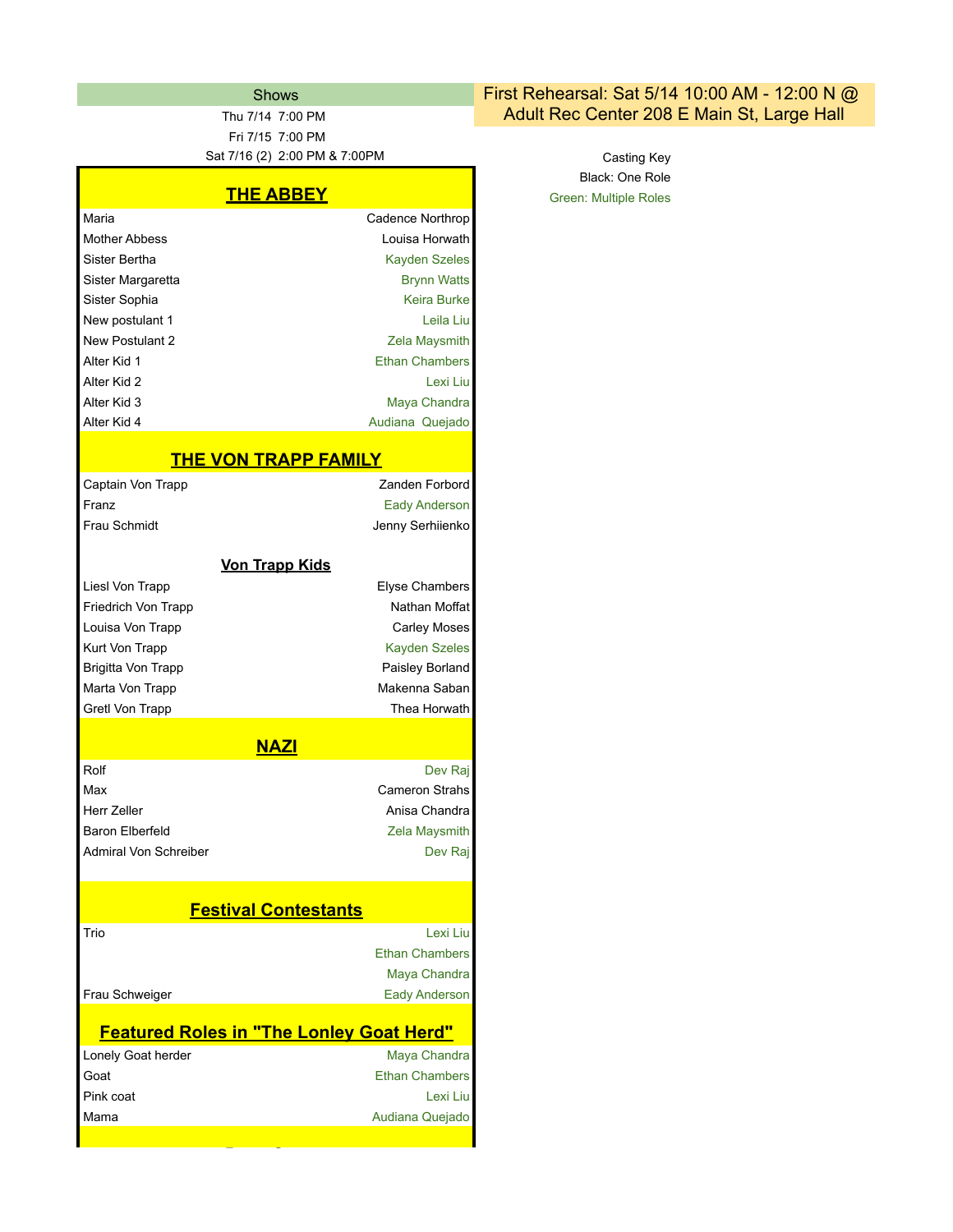## Shows

Thu 7/14 7:00 PM
Fri 7/15 7:00 PM
Sat 7/16 (2) 2:00 PM & 7:00PM

**First Rehearsal: Sat 5/14 10:00 AM - 12:00 N @ Adult Rec Center 208 E Main St, Large Hall**

Casting Key
Black: One Role
Green: Multiple Roles

## THE ABBEY

| Role | Cast |
|---|---|
| Maria | Cadence Northrop |
| Mother Abbess | Louisa Horwath |
| Sister Bertha | Kayden Szeles |
| Sister Margaretta | Brynn Watts |
| Sister Sophia | Keira Burke |
| New postulant 1 | Leila Liu |
| New Postulant 2 | Zela Maysmith |
| Alter Kid 1 | Ethan Chambers |
| Alter Kid 2 | Lexi Liu |
| Alter Kid 3 | Maya Chandra |
| Alter Kid 4 | Audiana Quejado |

## THE VON TRAPP FAMILY

| Role | Cast |
|---|---|
| Captain Von Trapp | Zanden Forbord |
| Franz | Eady Anderson |
| Frau Schmidt | Jenny Serhiienko |

### Von Trapp Kids

| Role | Cast |
|---|---|
| Liesl Von Trapp | Elyse Chambers |
| Friedrich Von Trapp | Nathan Moffat |
| Louisa Von Trapp | Carley Moses |
| Kurt Von Trapp | Kayden Szeles |
| Brigitta Von Trapp | Paisley Borland |
| Marta Von Trapp | Makenna Saban |
| Gretl Von Trapp | Thea Horwath |

## NAZI

| Role | Cast |
|---|---|
| Rolf | Dev Raj |
| Max | Cameron Strahs |
| Herr Zeller | Anisa Chandra |
| Baron Elberfeld | Zela Maysmith |
| Admiral Von Schreiber | Dev Raj |

## Festival Contestants

| Role | Cast |
|---|---|
| Trio | Lexi Liu |
| | Ethan Chambers |
| | Maya Chandra |
| Frau Schweiger | Eady Anderson |

## Featured Roles in "The Lonley Goat Herd"

| Role | Cast |
|---|---|
| Lonely Goat herder | Maya Chandra |
| Goat | Ethan Chambers |
| Pink coat | Lexi Liu |
| Mama | Audiana Quejado |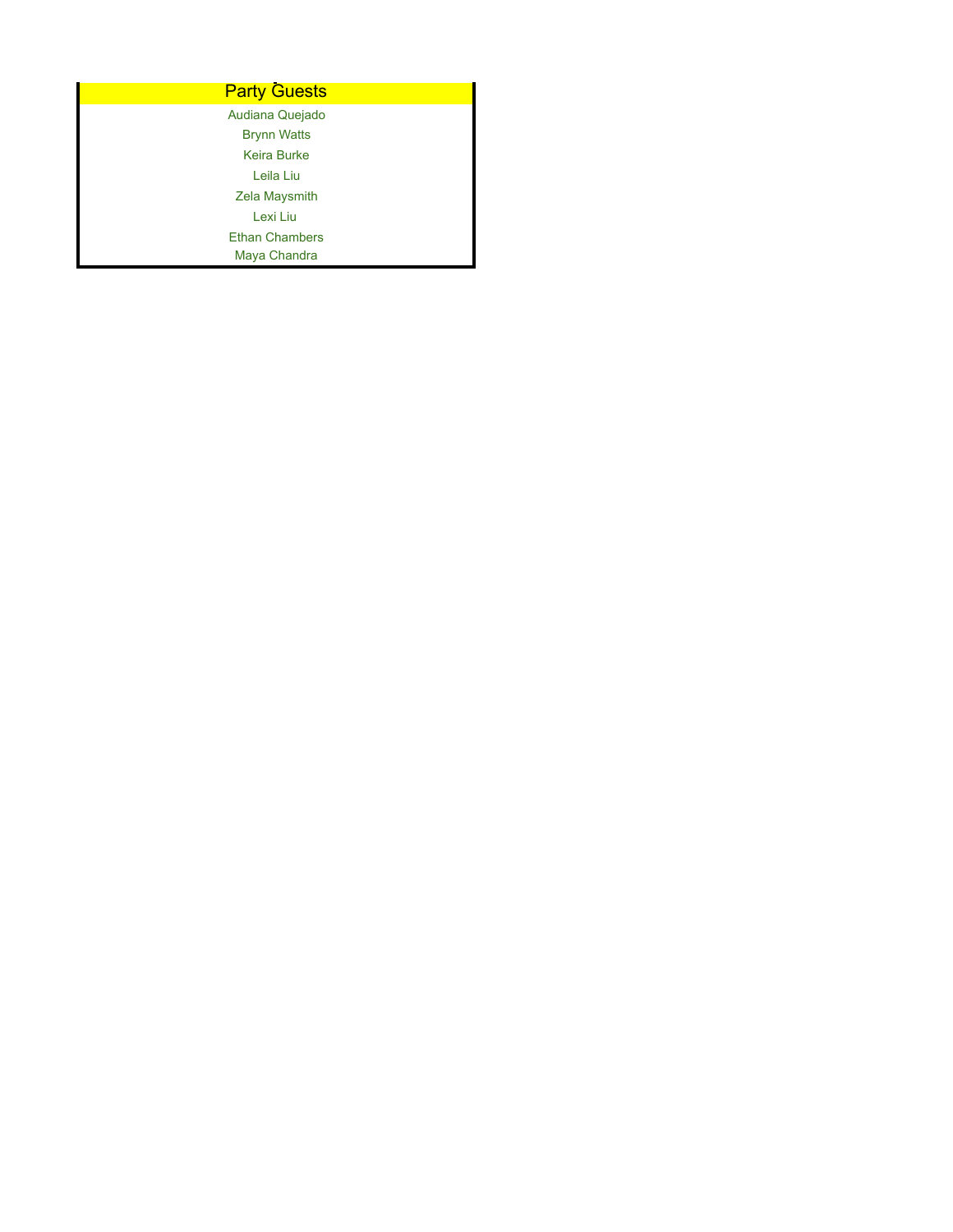| Party Guests |
| --- |
| Audiana Quejado |
| Brynn Watts |
| Keira Burke |
| Leila Liu |
| Zela Maysmith |
| Lexi Liu |
| Ethan Chambers |
| Maya Chandra |